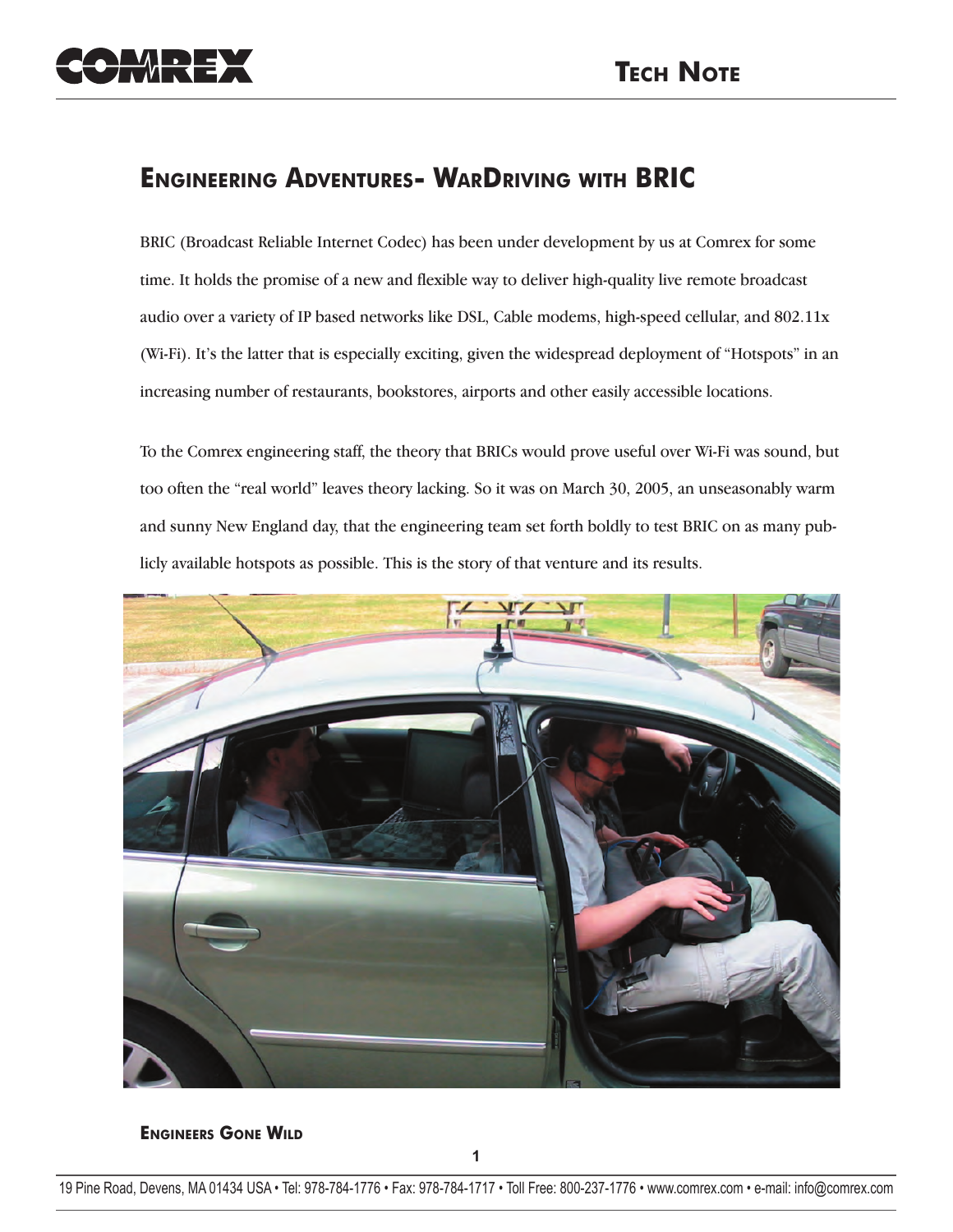# Engineering Adventures- WarDriving with BRIC

BRIC (Broadcast Reliable Internet Codec) has been under development by us at Comrex for some time. It holds the promise of a new and flexible way to deliver high-quality live remote broadcast audio over a variety of IP based networks like DSL, Cable modems, high-speed cellular, and 802.11x (Wi-Fi). It's the latter that is especially exciting, given the widespread deployment of "Hotspots" in an increasing number of restaurants, bookstores, airports and other easily accessible locations.

To the Comrex engineering staff, the theory that BRICs would prove useful over Wi-Fi was sound, but too often the "real world" leaves theory lacking. So it was on March 30, 2005, an unseasonably warm and sunny New England day, that the engineering team set forth boldly to test BRIC on as many publicly available hotspots as possible. This is the story of that venture and its results.

## Engineers Gone Wild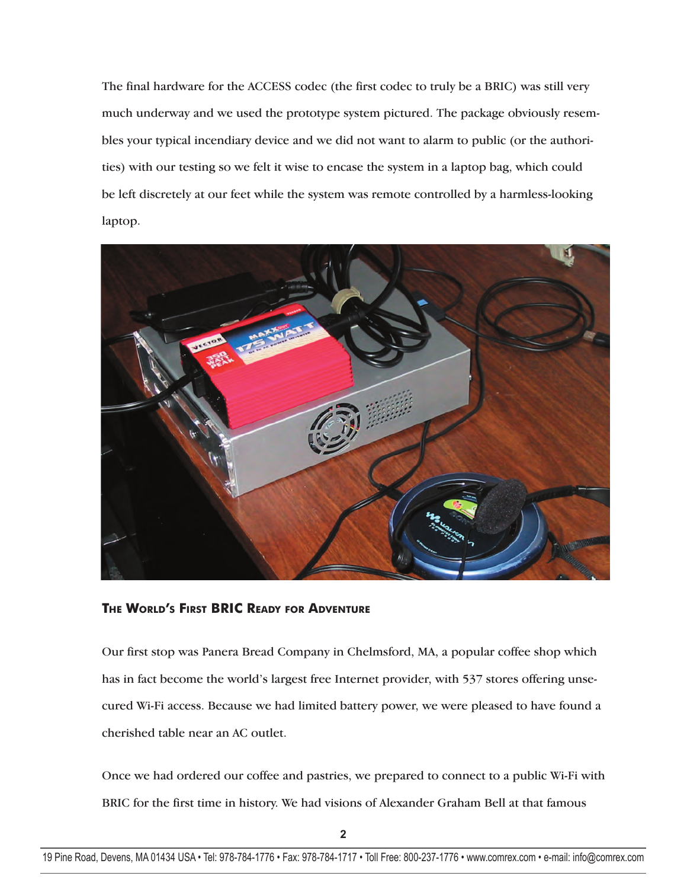The final hardware for the ACCESS codec (the first codec to truly be a BRIC) was still very much underway and we used the prototype system pictured. The package obviously resembles your typical incendiary device and we did not want to alarm to public (or the authorities) with our testing so we felt it wise to encase the system in a laptop bag, which could be left discretely at our feet while the system was remote controlled by a harmless-looking laptop.

**The World's First BRIC Ready for Adventure**

Our first stop was Panera Bread Company in Chelmsford, MA, a popular coffee shop which has in fact become the world's largest free Internet provider, with 537 stores offering unsecured Wi-Fi access. Because we had limited battery power, we were pleased to have found a cherished table near an AC outlet.

Once we had ordered our coffee and pastries, we prepared to connect to a public Wi-Fi with BRIC for the first time in history. We had visions of Alexander Graham Bell at that famous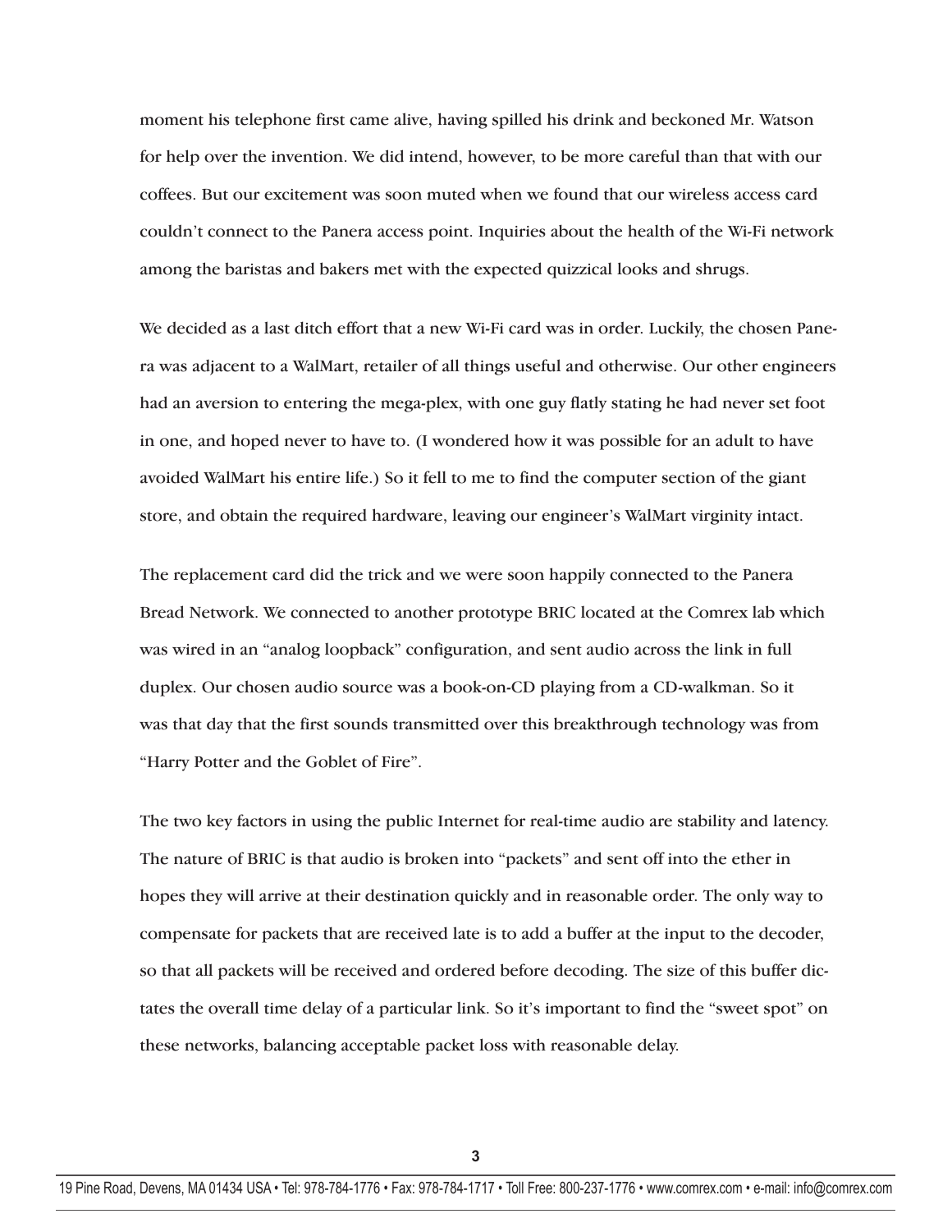moment his telephone first came alive, having spilled his drink and beckoned Mr. Watson for help over the invention. We did intend, however, to be more careful than that with our coffees. But our excitement was soon muted when we found that our wireless access card couldn't connect to the Panera access point. Inquiries about the health of the Wi-Fi network among the baristas and bakers met with the expected quizzical looks and shrugs.

We decided as a last ditch effort that a new Wi-Fi card was in order. Luckily, the chosen Panera was adjacent to a WalMart, retailer of all things useful and otherwise. Our other engineers had an aversion to entering the mega-plex, with one guy flatly stating he had never set foot in one, and hoped never to have to. (I wondered how it was possible for an adult to have avoided WalMart his entire life.) So it fell to me to find the computer section of the giant store, and obtain the required hardware, leaving our engineer's WalMart virginity intact.

The replacement card did the trick and we were soon happily connected to the Panera Bread Network. We connected to another prototype BRIC located at the Comrex lab which was wired in an "analog loopback" configuration, and sent audio across the link in full duplex. Our chosen audio source was a book-on-CD playing from a CD-walkman. So it was that day that the first sounds transmitted over this breakthrough technology was from "Harry Potter and the Goblet of Fire".

The two key factors in using the public Internet for real-time audio are stability and latency. The nature of BRIC is that audio is broken into "packets" and sent off into the ether in hopes they will arrive at their destination quickly and in reasonable order. The only way to compensate for packets that are received late is to add a buffer at the input to the decoder, so that all packets will be received and ordered before decoding. The size of this buffer dictates the overall time delay of a particular link. So it's important to find the "sweet spot" on these networks, balancing acceptable packet loss with reasonable delay.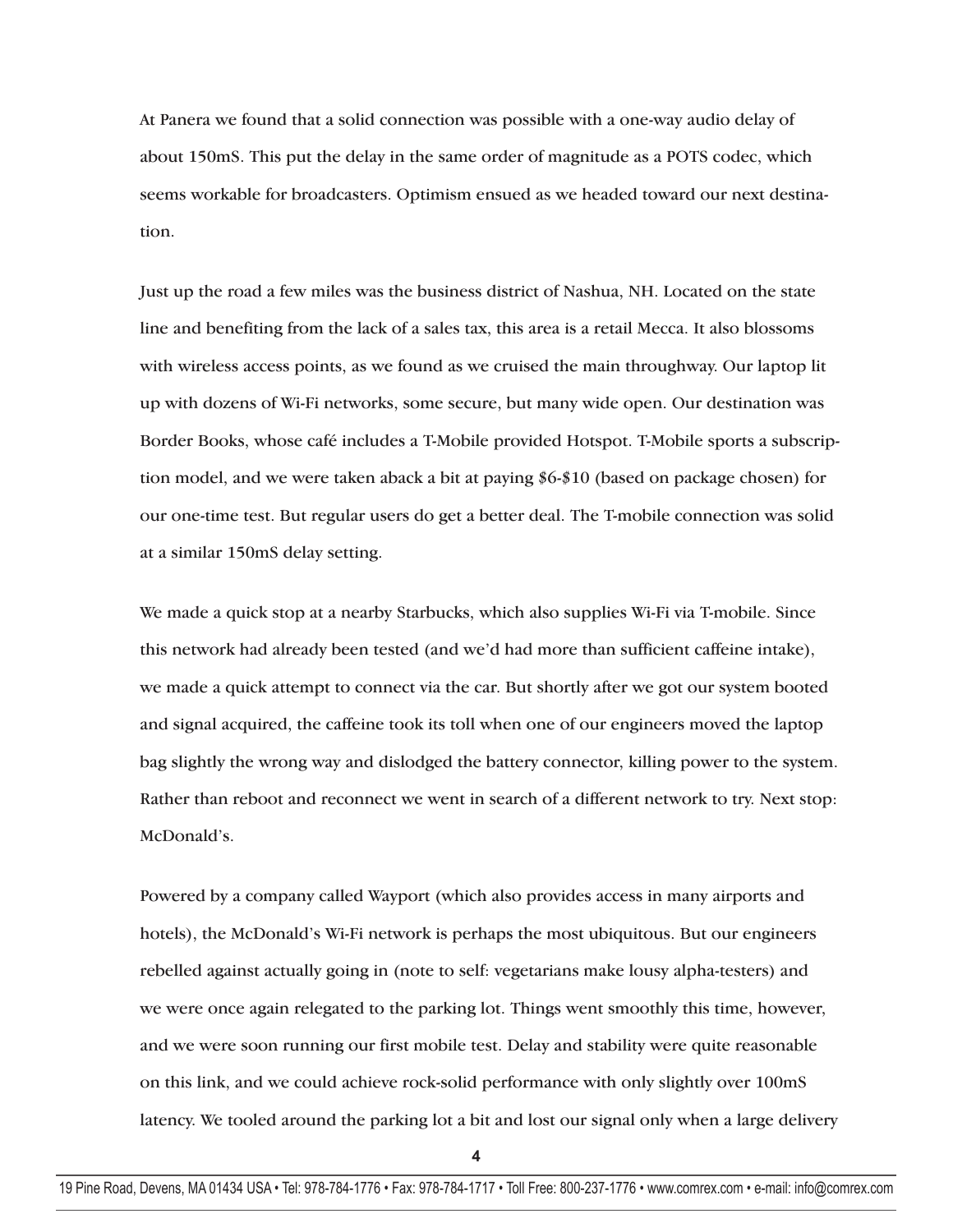At Panera we found that a solid connection was possible with a one-way audio delay of about 150mS. This put the delay in the same order of magnitude as a POTS codec, which seems workable for broadcasters. Optimism ensued as we headed toward our next destination.

Just up the road a few miles was the business district of Nashua, NH. Located on the state line and benefiting from the lack of a sales tax, this area is a retail Mecca. It also blossoms with wireless access points, as we found as we cruised the main throughway. Our laptop lit up with dozens of Wi-Fi networks, some secure, but many wide open. Our destination was Border Books, whose café includes a T-Mobile provided Hotspot. T-Mobile sports a subscription model, and we were taken aback a bit at paying $6-$10 (based on package chosen) for our one-time test. But regular users do get a better deal. The T-mobile connection was solid at a similar 150mS delay setting.

We made a quick stop at a nearby Starbucks, which also supplies Wi-Fi via T-mobile. Since this network had already been tested (and we'd had more than sufficient caffeine intake), we made a quick attempt to connect via the car. But shortly after we got our system booted and signal acquired, the caffeine took its toll when one of our engineers moved the laptop bag slightly the wrong way and dislodged the battery connector, killing power to the system. Rather than reboot and reconnect we went in search of a different network to try. Next stop: McDonald's.

Powered by a company called Wayport (which also provides access in many airports and hotels), the McDonald's Wi-Fi network is perhaps the most ubiquitous. But our engineers rebelled against actually going in (note to self: vegetarians make lousy alpha-testers) and we were once again relegated to the parking lot. Things went smoothly this time, however, and we were soon running our first mobile test. Delay and stability were quite reasonable on this link, and we could achieve rock-solid performance with only slightly over 100mS latency. We tooled around the parking lot a bit and lost our signal only when a large delivery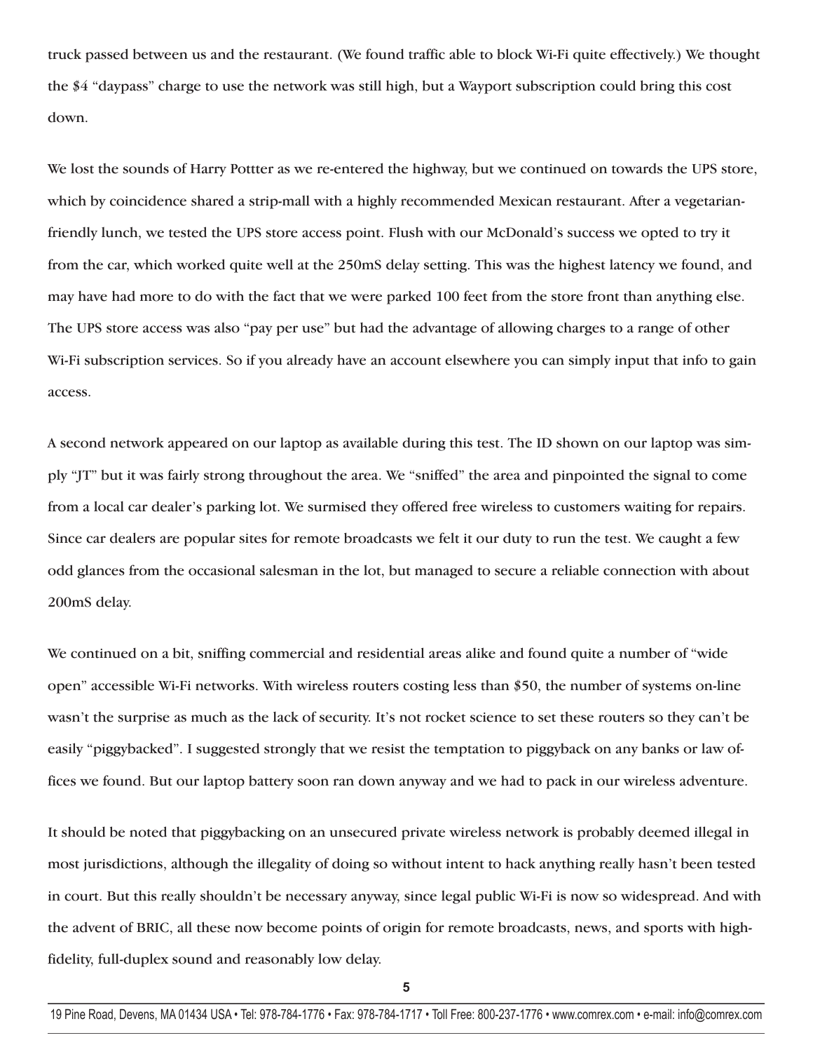truck passed between us and the restaurant. (We found traffic able to block Wi-Fi quite effectively.) We thought the $4 “daypass” charge to use the network was still high, but a Wayport subscription could bring this cost down.

We lost the sounds of Harry Pottter as we re-entered the highway, but we continued on towards the UPS store, which by coincidence shared a strip-mall with a highly recommended Mexican restaurant. After a vegetarian-friendly lunch, we tested the UPS store access point. Flush with our McDonald’s success we opted to try it from the car, which worked quite well at the 250mS delay setting. This was the highest latency we found, and may have had more to do with the fact that we were parked 100 feet from the store front than anything else. The UPS store access was also “pay per use” but had the advantage of allowing charges to a range of other Wi-Fi subscription services. So if you already have an account elsewhere you can simply input that info to gain access.

A second network appeared on our laptop as available during this test. The ID shown on our laptop was simply “JT” but it was fairly strong throughout the area. We “sniffed” the area and pinpointed the signal to come from a local car dealer’s parking lot. We surmised they offered free wireless to customers waiting for repairs. Since car dealers are popular sites for remote broadcasts we felt it our duty to run the test. We caught a few odd glances from the occasional salesman in the lot, but managed to secure a reliable connection with about 200mS delay.

We continued on a bit, sniffing commercial and residential areas alike and found quite a number of “wide open” accessible Wi-Fi networks. With wireless routers costing less than $50, the number of systems on-line wasn’t the surprise as much as the lack of security. It’s not rocket science to set these routers so they can’t be easily “piggybacked”. I suggested strongly that we resist the temptation to piggyback on any banks or law offices we found. But our laptop battery soon ran down anyway and we had to pack in our wireless adventure.

It should be noted that piggybacking on an unsecured private wireless network is probably deemed illegal in most jurisdictions, although the illegality of doing so without intent to hack anything really hasn’t been tested in court. But this really shouldn’t be necessary anyway, since legal public Wi-Fi is now so widespread. And with the advent of BRIC, all these now become points of origin for remote broadcasts, news, and sports with high-fidelity, full-duplex sound and reasonably low delay.